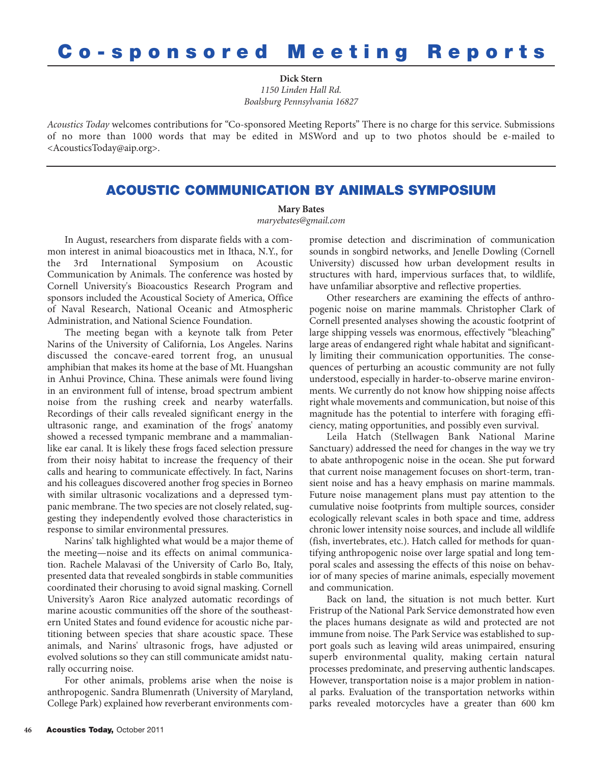# Co-sponsored Meeting Reports

**Dick Stern**
*1150 Linden Hall Rd.*
*Boalsburg Pennsylvania 16827*

*Acoustics Today* welcomes contributions for "Co-sponsored Meeting Reports" There is no charge for this service. Submissions of no more than 1000 words that may be edited in MSWord and up to two photos should be e-mailed to <AcousticsToday@aip.org>.

## ACOUSTIC COMMUNICATION BY ANIMALS SYMPOSIUM

**Mary Bates**
*maryebates@gmail.com*

In August, researchers from disparate fields with a common interest in animal bioacoustics met in Ithaca, N.Y., for the 3rd International Symposium on Acoustic Communication by Animals. The conference was hosted by Cornell University's Bioacoustics Research Program and sponsors included the Acoustical Society of America, Office of Naval Research, National Oceanic and Atmospheric Administration, and National Science Foundation.

The meeting began with a keynote talk from Peter Narins of the University of California, Los Angeles. Narins discussed the concave-eared torrent frog, an unusual amphibian that makes its home at the base of Mt. Huangshan in Anhui Province, China. These animals were found living in an environment full of intense, broad spectrum ambient noise from the rushing creek and nearby waterfalls. Recordings of their calls revealed significant energy in the ultrasonic range, and examination of the frogs' anatomy showed a recessed tympanic membrane and a mammalian-like ear canal. It is likely these frogs faced selection pressure from their noisy habitat to increase the frequency of their calls and hearing to communicate effectively. In fact, Narins and his colleagues discovered another frog species in Borneo with similar ultrasonic vocalizations and a depressed tympanic membrane. The two species are not closely related, suggesting they independently evolved those characteristics in response to similar environmental pressures.

Narins' talk highlighted what would be a major theme of the meeting—noise and its effects on animal communication. Rachele Malavasi of the University of Carlo Bo, Italy, presented data that revealed songbirds in stable communities coordinated their chorusing to avoid signal masking. Cornell University's Aaron Rice analyzed automatic recordings of marine acoustic communities off the shore of the southeastern United States and found evidence for acoustic niche partitioning between species that share acoustic space. These animals, and Narins' ultrasonic frogs, have adjusted or evolved solutions so they can still communicate amidst naturally occurring noise.

For other animals, problems arise when the noise is anthropogenic. Sandra Blumenrath (University of Maryland, College Park) explained how reverberant environments compromise detection and discrimination of communication sounds in songbird networks, and Jenelle Dowling (Cornell University) discussed how urban development results in structures with hard, impervious surfaces that, to wildlife, have unfamiliar absorptive and reflective properties.

Other researchers are examining the effects of anthropogenic noise on marine mammals. Christopher Clark of Cornell presented analyses showing the acoustic footprint of large shipping vessels was enormous, effectively "bleaching" large areas of endangered right whale habitat and significantly limiting their communication opportunities. The consequences of perturbing an acoustic community are not fully understood, especially in harder-to-observe marine environments. We currently do not know how shipping noise affects right whale movements and communication, but noise of this magnitude has the potential to interfere with foraging efficiency, mating opportunities, and possibly even survival.

Leila Hatch (Stellwagen Bank National Marine Sanctuary) addressed the need for changes in the way we try to abate anthropogenic noise in the ocean. She put forward that current noise management focuses on short-term, transient noise and has a heavy emphasis on marine mammals. Future noise management plans must pay attention to the cumulative noise footprints from multiple sources, consider ecologically relevant scales in both space and time, address chronic lower intensity noise sources, and include all wildlife (fish, invertebrates, etc.). Hatch called for methods for quantifying anthropogenic noise over large spatial and long temporal scales and assessing the effects of this noise on behavior of many species of marine animals, especially movement and communication.

Back on land, the situation is not much better. Kurt Fristrup of the National Park Service demonstrated how even the places humans designate as wild and protected are not immune from noise. The Park Service was established to support goals such as leaving wild areas unimpaired, ensuring superb environmental quality, making certain natural processes predominate, and preserving authentic landscapes. However, transportation noise is a major problem in national parks. Evaluation of the transportation networks within parks revealed motorcycles have a greater than 600 km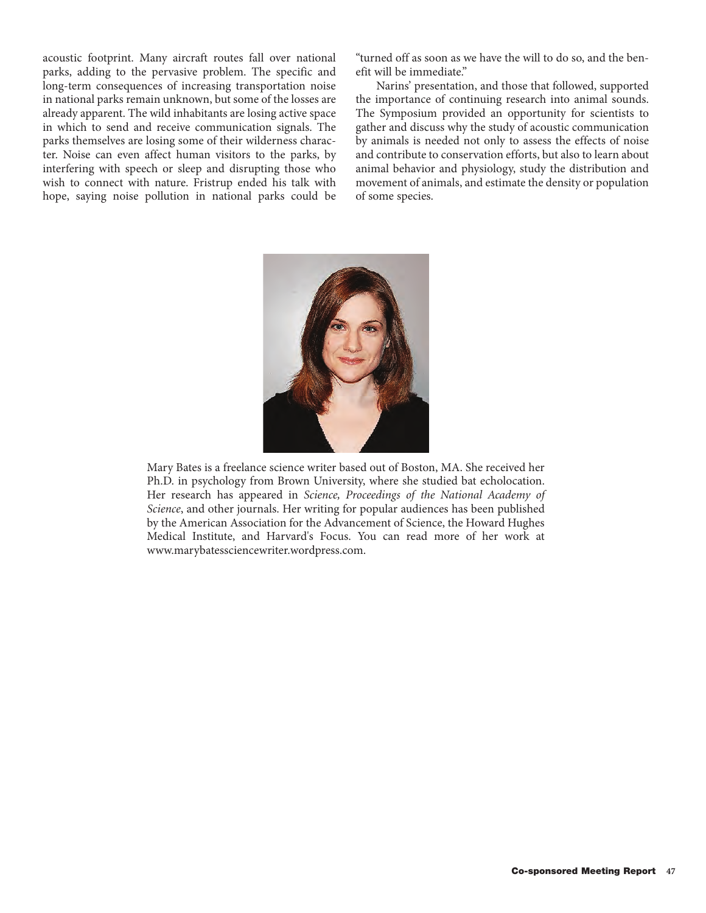acoustic footprint. Many aircraft routes fall over national parks, adding to the pervasive problem. The specific and long-term consequences of increasing transportation noise in national parks remain unknown, but some of the losses are already apparent. The wild inhabitants are losing active space in which to send and receive communication signals. The parks themselves are losing some of their wilderness character. Noise can even affect human visitors to the parks, by interfering with speech or sleep and disrupting those who wish to connect with nature. Fristrup ended his talk with hope, saying noise pollution in national parks could be "turned off as soon as we have the will to do so, and the benefit will be immediate."

Narins' presentation, and those that followed, supported the importance of continuing research into animal sounds. The Symposium provided an opportunity for scientists to gather and discuss why the study of acoustic communication by animals is needed not only to assess the effects of noise and contribute to conservation efforts, but also to learn about animal behavior and physiology, study the distribution and movement of animals, and estimate the density or population of some species.

Mary Bates is a freelance science writer based out of Boston, MA. She received her Ph.D. in psychology from Brown University, where she studied bat echolocation. Her research has appeared in *Science, Proceedings of the National Academy of Science*, and other journals. Her writing for popular audiences has been published by the American Association for the Advancement of Science, the Howard Hughes Medical Institute, and Harvard's Focus. You can read more of her work at www.marybatessciencewriter.wordpress.com.